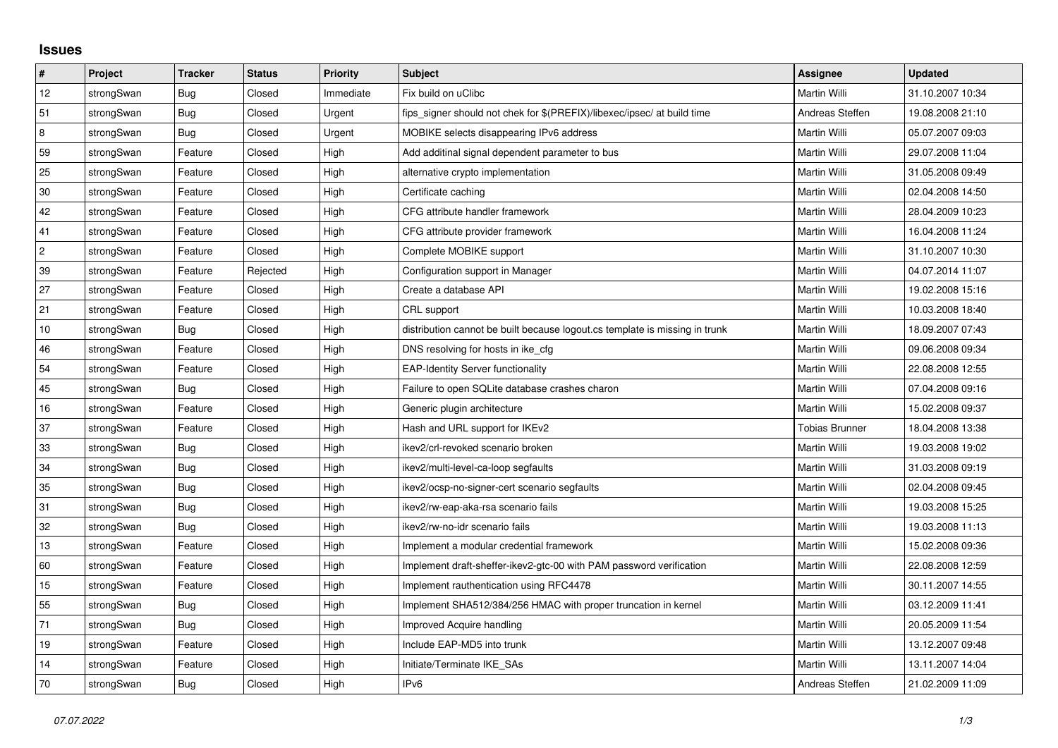# Issues

| # | Project | Tracker | Status | Priority | Subject | Assignee | Updated |
|---|---|---|---|---|---|---|---|
| 12 | strongSwan | Bug | Closed | Immediate | Fix build on uClibc | Martin Willi | 31.10.2007 10:34 |
| 51 | strongSwan | Bug | Closed | Urgent | fips_signer should not chek for $(PREFIX)/libexec/ipsec/ at build time | Andreas Steffen | 19.08.2008 21:10 |
| 8 | strongSwan | Bug | Closed | Urgent | MOBIKE selects disappearing IPv6 address | Martin Willi | 05.07.2007 09:03 |
| 59 | strongSwan | Feature | Closed | High | Add additinal signal dependent parameter to bus | Martin Willi | 29.07.2008 11:04 |
| 25 | strongSwan | Feature | Closed | High | alternative crypto implementation | Martin Willi | 31.05.2008 09:49 |
| 30 | strongSwan | Feature | Closed | High | Certificate caching | Martin Willi | 02.04.2008 14:50 |
| 42 | strongSwan | Feature | Closed | High | CFG attribute handler framework | Martin Willi | 28.04.2009 10:23 |
| 41 | strongSwan | Feature | Closed | High | CFG attribute provider framework | Martin Willi | 16.04.2008 11:24 |
| 2 | strongSwan | Feature | Closed | High | Complete MOBIKE support | Martin Willi | 31.10.2007 10:30 |
| 39 | strongSwan | Feature | Rejected | High | Configuration support in Manager | Martin Willi | 04.07.2014 11:07 |
| 27 | strongSwan | Feature | Closed | High | Create a database API | Martin Willi | 19.02.2008 15:16 |
| 21 | strongSwan | Feature | Closed | High | CRL support | Martin Willi | 10.03.2008 18:40 |
| 10 | strongSwan | Bug | Closed | High | distribution cannot be built because logout.cs template is missing in trunk | Martin Willi | 18.09.2007 07:43 |
| 46 | strongSwan | Feature | Closed | High | DNS resolving for hosts in ike_cfg | Martin Willi | 09.06.2008 09:34 |
| 54 | strongSwan | Feature | Closed | High | EAP-Identity Server functionality | Martin Willi | 22.08.2008 12:55 |
| 45 | strongSwan | Bug | Closed | High | Failure to open SQLite database crashes charon | Martin Willi | 07.04.2008 09:16 |
| 16 | strongSwan | Feature | Closed | High | Generic plugin architecture | Martin Willi | 15.02.2008 09:37 |
| 37 | strongSwan | Feature | Closed | High | Hash and URL support for IKEv2 | Tobias Brunner | 18.04.2008 13:38 |
| 33 | strongSwan | Bug | Closed | High | ikev2/crl-revoked scenario broken | Martin Willi | 19.03.2008 19:02 |
| 34 | strongSwan | Bug | Closed | High | ikev2/multi-level-ca-loop segfaults | Martin Willi | 31.03.2008 09:19 |
| 35 | strongSwan | Bug | Closed | High | ikev2/ocsp-no-signer-cert scenario segfaults | Martin Willi | 02.04.2008 09:45 |
| 31 | strongSwan | Bug | Closed | High | ikev2/rw-eap-aka-rsa scenario fails | Martin Willi | 19.03.2008 15:25 |
| 32 | strongSwan | Bug | Closed | High | ikev2/rw-no-idr scenario fails | Martin Willi | 19.03.2008 11:13 |
| 13 | strongSwan | Feature | Closed | High | Implement a modular credential framework | Martin Willi | 15.02.2008 09:36 |
| 60 | strongSwan | Feature | Closed | High | Implement draft-sheffer-ikev2-gtc-00 with PAM password verification | Martin Willi | 22.08.2008 12:59 |
| 15 | strongSwan | Feature | Closed | High | Implement rauthentication using RFC4478 | Martin Willi | 30.11.2007 14:55 |
| 55 | strongSwan | Bug | Closed | High | Implement SHA512/384/256 HMAC with proper truncation in kernel | Martin Willi | 03.12.2009 11:41 |
| 71 | strongSwan | Bug | Closed | High | Improved Acquire handling | Martin Willi | 20.05.2009 11:54 |
| 19 | strongSwan | Feature | Closed | High | Include EAP-MD5 into trunk | Martin Willi | 13.12.2007 09:48 |
| 14 | strongSwan | Feature | Closed | High | Initiate/Terminate IKE_SAs | Martin Willi | 13.11.2007 14:04 |
| 70 | strongSwan | Bug | Closed | High | IPv6 | Andreas Steffen | 21.02.2009 11:09 |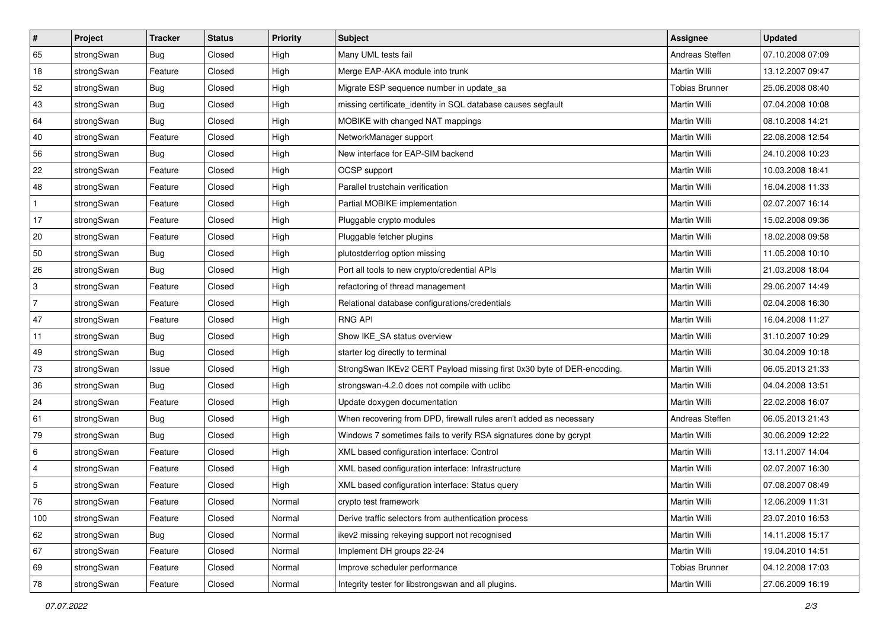| # | Project | Tracker | Status | Priority | Subject | Assignee | Updated |
|---|---|---|---|---|---|---|---|
| 65 | strongSwan | Bug | Closed | High | Many UML tests fail | Andreas Steffen | 07.10.2008 07:09 |
| 18 | strongSwan | Feature | Closed | High | Merge EAP-AKA module into trunk | Martin Willi | 13.12.2007 09:47 |
| 52 | strongSwan | Bug | Closed | High | Migrate ESP sequence number in update_sa | Tobias Brunner | 25.06.2008 08:40 |
| 43 | strongSwan | Bug | Closed | High | missing certificate_identity in SQL database causes segfault | Martin Willi | 07.04.2008 10:08 |
| 64 | strongSwan | Bug | Closed | High | MOBIKE with changed NAT mappings | Martin Willi | 08.10.2008 14:21 |
| 40 | strongSwan | Feature | Closed | High | NetworkManager support | Martin Willi | 22.08.2008 12:54 |
| 56 | strongSwan | Bug | Closed | High | New interface for EAP-SIM backend | Martin Willi | 24.10.2008 10:23 |
| 22 | strongSwan | Feature | Closed | High | OCSP support | Martin Willi | 10.03.2008 18:41 |
| 48 | strongSwan | Feature | Closed | High | Parallel trustchain verification | Martin Willi | 16.04.2008 11:33 |
| 1 | strongSwan | Feature | Closed | High | Partial MOBIKE implementation | Martin Willi | 02.07.2007 16:14 |
| 17 | strongSwan | Feature | Closed | High | Pluggable crypto modules | Martin Willi | 15.02.2008 09:36 |
| 20 | strongSwan | Feature | Closed | High | Pluggable fetcher plugins | Martin Willi | 18.02.2008 09:58 |
| 50 | strongSwan | Bug | Closed | High | plutostderrlog option missing | Martin Willi | 11.05.2008 10:10 |
| 26 | strongSwan | Bug | Closed | High | Port all tools to new crypto/credential APIs | Martin Willi | 21.03.2008 18:04 |
| 3 | strongSwan | Feature | Closed | High | refactoring of thread management | Martin Willi | 29.06.2007 14:49 |
| 7 | strongSwan | Feature | Closed | High | Relational database configurations/credentials | Martin Willi | 02.04.2008 16:30 |
| 47 | strongSwan | Feature | Closed | High | RNG API | Martin Willi | 16.04.2008 11:27 |
| 11 | strongSwan | Bug | Closed | High | Show IKE_SA status overview | Martin Willi | 31.10.2007 10:29 |
| 49 | strongSwan | Bug | Closed | High | starter log directly to terminal | Martin Willi | 30.04.2009 10:18 |
| 73 | strongSwan | Issue | Closed | High | StrongSwan IKEv2 CERT Payload missing first 0x30 byte of DER-encoding. | Martin Willi | 06.05.2013 21:33 |
| 36 | strongSwan | Bug | Closed | High | strongswan-4.2.0 does not compile with uclibc | Martin Willi | 04.04.2008 13:51 |
| 24 | strongSwan | Feature | Closed | High | Update doxygen documentation | Martin Willi | 22.02.2008 16:07 |
| 61 | strongSwan | Bug | Closed | High | When recovering from DPD, firewall rules aren't added as necessary | Andreas Steffen | 06.05.2013 21:43 |
| 79 | strongSwan | Bug | Closed | High | Windows 7 sometimes fails to verify RSA signatures done by gcrypt | Martin Willi | 30.06.2009 12:22 |
| 6 | strongSwan | Feature | Closed | High | XML based configuration interface: Control | Martin Willi | 13.11.2007 14:04 |
| 4 | strongSwan | Feature | Closed | High | XML based configuration interface: Infrastructure | Martin Willi | 02.07.2007 16:30 |
| 5 | strongSwan | Feature | Closed | High | XML based configuration interface: Status query | Martin Willi | 07.08.2007 08:49 |
| 76 | strongSwan | Feature | Closed | Normal | crypto test framework | Martin Willi | 12.06.2009 11:31 |
| 100 | strongSwan | Feature | Closed | Normal | Derive traffic selectors from authentication process | Martin Willi | 23.07.2010 16:53 |
| 62 | strongSwan | Bug | Closed | Normal | ikev2 missing rekeying support not recognised | Martin Willi | 14.11.2008 15:17 |
| 67 | strongSwan | Feature | Closed | Normal | Implement DH groups 22-24 | Martin Willi | 19.04.2010 14:51 |
| 69 | strongSwan | Feature | Closed | Normal | Improve scheduler performance | Tobias Brunner | 04.12.2008 17:03 |
| 78 | strongSwan | Feature | Closed | Normal | Integrity tester for libstrongswan and all plugins. | Martin Willi | 27.06.2009 16:19 |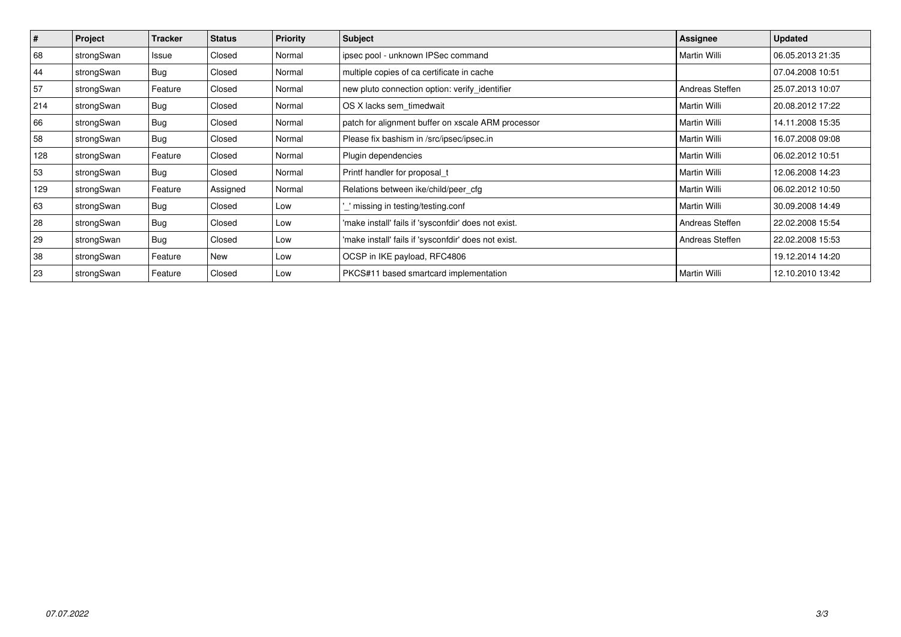| # | Project | Tracker | Status | Priority | Subject | Assignee | Updated |
|---|---|---|---|---|---|---|---|
| 68 | strongSwan | Issue | Closed | Normal | ipsec pool - unknown IPSec command | Martin Willi | 06.05.2013 21:35 |
| 44 | strongSwan | Bug | Closed | Normal | multiple copies of ca certificate in cache | | 07.04.2008 10:51 |
| 57 | strongSwan | Feature | Closed | Normal | new pluto connection option: verify_identifier | Andreas Steffen | 25.07.2013 10:07 |
| 214 | strongSwan | Bug | Closed | Normal | OS X lacks sem_timedwait | Martin Willi | 20.08.2012 17:22 |
| 66 | strongSwan | Bug | Closed | Normal | patch for alignment buffer on xscale ARM processor | Martin Willi | 14.11.2008 15:35 |
| 58 | strongSwan | Bug | Closed | Normal | Please fix bashism in /src/ipsec/ipsec.in | Martin Willi | 16.07.2008 09:08 |
| 128 | strongSwan | Feature | Closed | Normal | Plugin dependencies | Martin Willi | 06.02.2012 10:51 |
| 53 | strongSwan | Bug | Closed | Normal | Printf handler for proposal_t | Martin Willi | 12.06.2008 14:23 |
| 129 | strongSwan | Feature | Assigned | Normal | Relations between ike/child/peer_cfg | Martin Willi | 06.02.2012 10:50 |
| 63 | strongSwan | Bug | Closed | Low | '_' missing in testing/testing.conf | Martin Willi | 30.09.2008 14:49 |
| 28 | strongSwan | Bug | Closed | Low | 'make install' fails if 'sysconfdir' does not exist. | Andreas Steffen | 22.02.2008 15:54 |
| 29 | strongSwan | Bug | Closed | Low | 'make install' fails if 'sysconfdir' does not exist. | Andreas Steffen | 22.02.2008 15:53 |
| 38 | strongSwan | Feature | New | Low | OCSP in IKE payload, RFC4806 | | 19.12.2014 14:20 |
| 23 | strongSwan | Feature | Closed | Low | PKCS#11 based smartcard implementation | Martin Willi | 12.10.2010 13:42 |